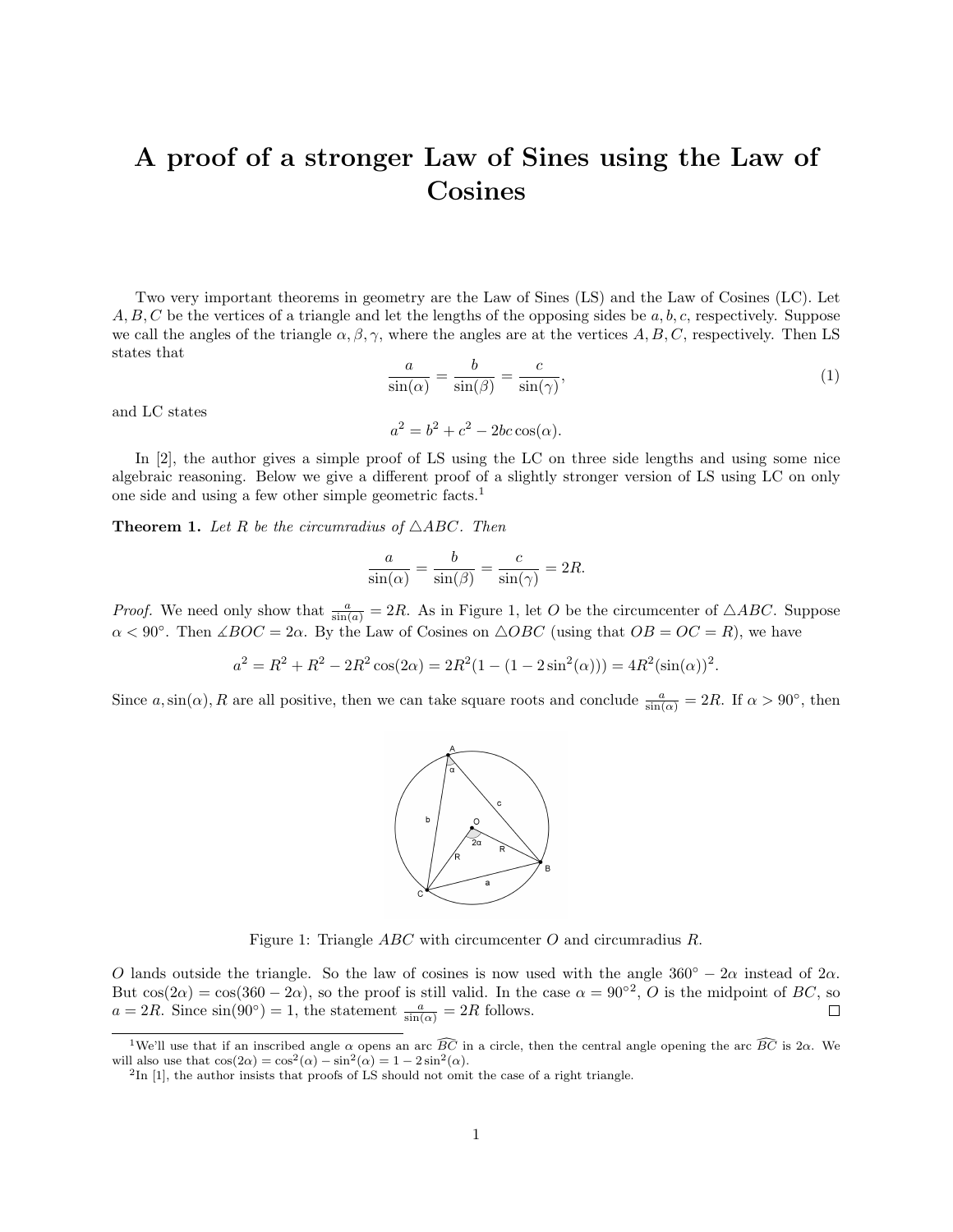# A proof of a stronger Law of Sines using the Law of Cosines

Two very important theorems in geometry are the Law of Sines (LS) and the Law of Cosines (LC). Let $A, B, C$ be the vertices of a triangle and let the lengths of the opposing sides be $a, b, c$, respectively. Suppose we call the angles of the triangle $\alpha, \beta, \gamma$, where the angles are at the vertices $A, B, C$, respectively. Then LS states that

$$\frac{a}{\sin(\alpha)} = \frac{b}{\sin(\beta)} = \frac{c}{\sin(\gamma)}, \tag{1}$$

and LC states

$$a^2 = b^2 + c^2 - 2bc\cos(\alpha).$$

In [2], the author gives a simple proof of LS using the LC on three side lengths and using some nice algebraic reasoning. Below we give a different proof of a slightly stronger version of LS using LC on only one side and using a few other simple geometric facts.[1]

**Theorem 1.** *Let $R$ be the circumradius of $\triangle ABC$. Then*

$$\frac{a}{\sin(\alpha)} = \frac{b}{\sin(\beta)} = \frac{c}{\sin(\gamma)} = 2R.$$

*Proof.* We need only show that $\frac{a}{\sin(a)} = 2R$. As in Figure 1, let $O$ be the circumcenter of $\triangle ABC$. Suppose $\alpha < 90°$. Then $\measuredangle BOC = 2\alpha$. By the Law of Cosines on $\triangle OBC$ (using that $OB = OC = R$), we have

$$a^2 = R^2 + R^2 - 2R^2\cos(2\alpha) = 2R^2(1 - (1 - 2\sin^2(\alpha))) = 4R^2(\sin(\alpha))^2.$$

Since $a, \sin(\alpha), R$ are all positive, then we can take square roots and conclude $\frac{a}{\sin(\alpha)} = 2R$. If $\alpha > 90°$, then

Figure 1: Triangle $ABC$ with circumcenter $O$ and circumradius $R$.

$O$ lands outside the triangle. So the law of cosines is now used with the angle $360° - 2\alpha$ instead of $2\alpha$. But $\cos(2\alpha) = \cos(360 - 2\alpha)$, so the proof is still valid. In the case $\alpha = 90°$[2], $O$ is the midpoint of $BC$, so $a = 2R$. Since $\sin(90°) = 1$, the statement $\frac{a}{\sin(\alpha)} = 2R$ follows. ∎

---

[1] We'll use that if an inscribed angle $\alpha$ opens an arc $\widehat{BC}$ in a circle, then the central angle opening the arc $\widehat{BC}$ is $2\alpha$. We will also use that $\cos(2\alpha) = \cos^2(\alpha) - \sin^2(\alpha) = 1 - 2\sin^2(\alpha)$.

[2] In [1], the author insists that proofs of LS should not omit the case of a right triangle.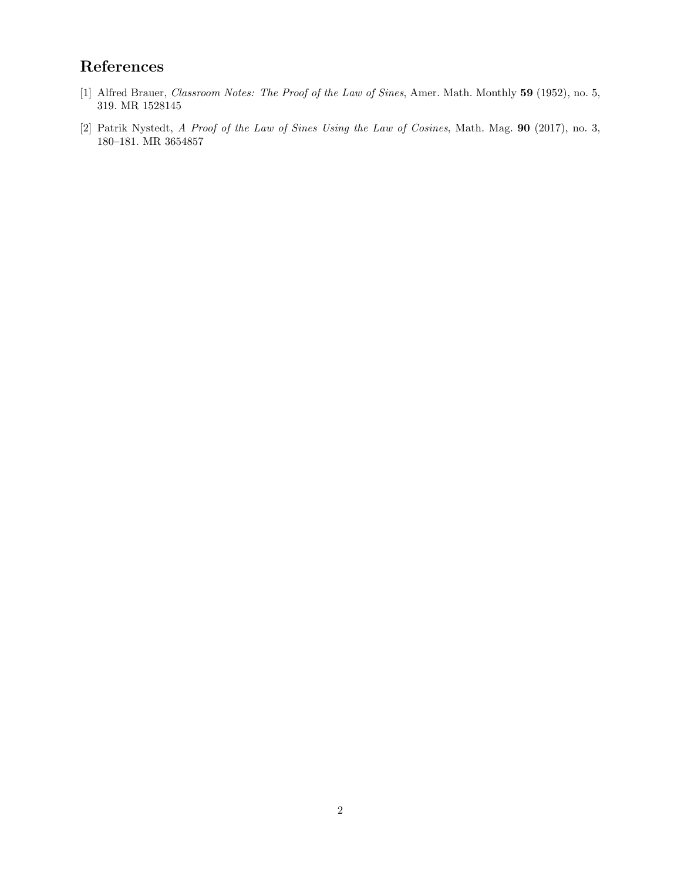## References

[1] Alfred Brauer, *Classroom Notes: The Proof of the Law of Sines*, Amer. Math. Monthly **59** (1952), no. 5, 319. MR 1528145

[2] Patrik Nystedt, *A Proof of the Law of Sines Using the Law of Cosines*, Math. Mag. **90** (2017), no. 3, 180–181. MR 3654857